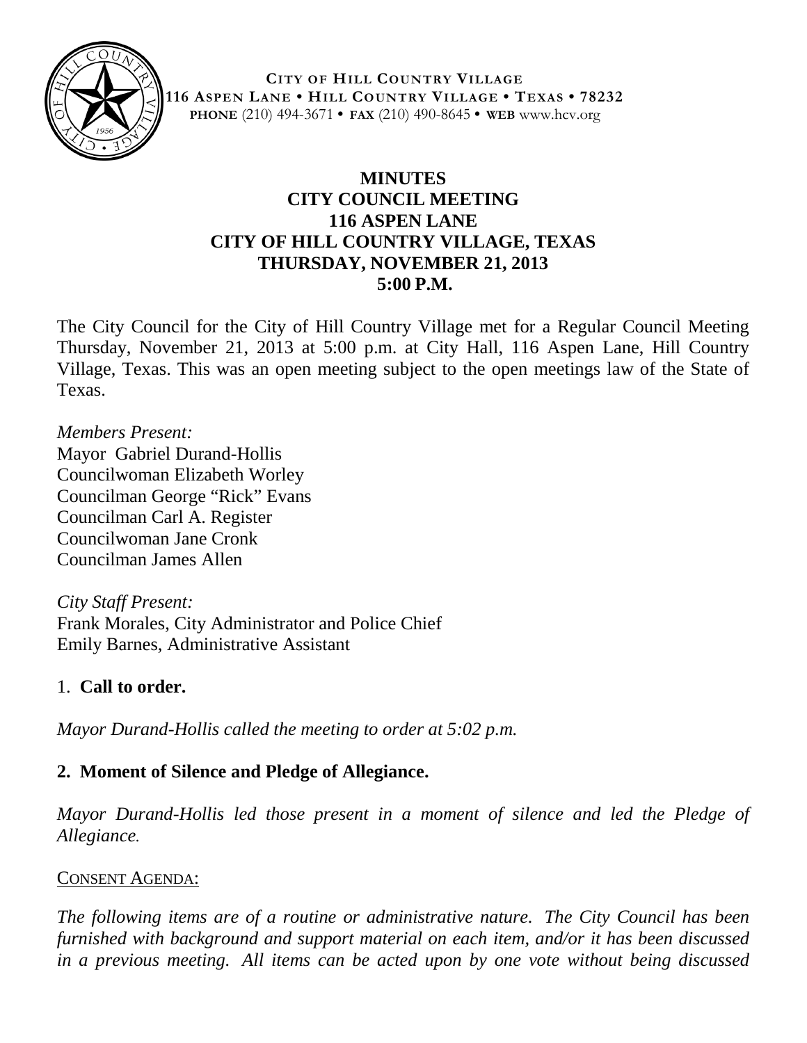**CITY OF HILL COUNTRY VILLAGE**
**116 ASPEN LANE • HILL COUNTRY VILLAGE • TEXAS • 78232**
**PHONE** (210) 494-3671 • **FAX** (210) 490-8645 • **WEB** www.hcv.org

# MINUTES
## CITY COUNCIL MEETING
## 116 ASPEN LANE
## CITY OF HILL COUNTRY VILLAGE, TEXAS
## THURSDAY, NOVEMBER 21, 2013
## 5:00 P.M.

The City Council for the City of Hill Country Village met for a Regular Council Meeting Thursday, November 21, 2013 at 5:00 p.m. at City Hall, 116 Aspen Lane, Hill Country Village, Texas. This was an open meeting subject to the open meetings law of the State of Texas.

*Members Present:*
Mayor Gabriel Durand-Hollis
Councilwoman Elizabeth Worley
Councilman George "Rick" Evans
Councilman Carl A. Register
Councilwoman Jane Cronk
Councilman James Allen

*City Staff Present:*
Frank Morales, City Administrator and Police Chief
Emily Barnes, Administrative Assistant

1. **Call to order.**

*Mayor Durand-Hollis called the meeting to order at 5:02 p.m.*

**2. Moment of Silence and Pledge of Allegiance.**

*Mayor Durand-Hollis led those present in a moment of silence and led the Pledge of Allegiance.*

CONSENT AGENDA:

*The following items are of a routine or administrative nature. The City Council has been furnished with background and support material on each item, and/or it has been discussed in a previous meeting. All items can be acted upon by one vote without being discussed*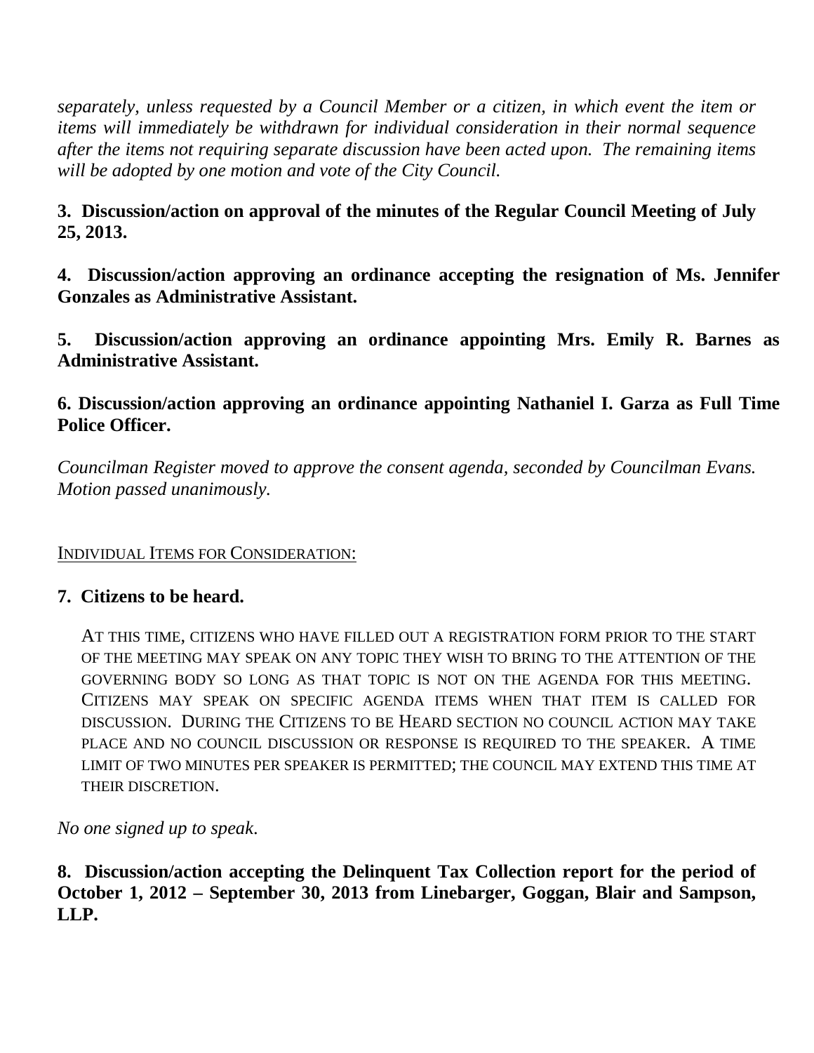*separately, unless requested by a Council Member or a citizen, in which event the item or items will immediately be withdrawn for individual consideration in their normal sequence after the items not requiring separate discussion have been acted upon. The remaining items will be adopted by one motion and vote of the City Council.*

**3. Discussion/action on approval of the minutes of the Regular Council Meeting of July 25, 2013.**

**4. Discussion/action approving an ordinance accepting the resignation of Ms. Jennifer Gonzales as Administrative Assistant.**

**5. Discussion/action approving an ordinance appointing Mrs. Emily R. Barnes as Administrative Assistant.**

**6. Discussion/action approving an ordinance appointing Nathaniel I. Garza as Full Time Police Officer.**

*Councilman Register moved to approve the consent agenda, seconded by Councilman Evans. Motion passed unanimously.*

INDIVIDUAL ITEMS FOR CONSIDERATION:

**7. Citizens to be heard.**

AT THIS TIME, CITIZENS WHO HAVE FILLED OUT A REGISTRATION FORM PRIOR TO THE START OF THE MEETING MAY SPEAK ON ANY TOPIC THEY WISH TO BRING TO THE ATTENTION OF THE GOVERNING BODY SO LONG AS THAT TOPIC IS NOT ON THE AGENDA FOR THIS MEETING. CITIZENS MAY SPEAK ON SPECIFIC AGENDA ITEMS WHEN THAT ITEM IS CALLED FOR DISCUSSION. DURING THE CITIZENS TO BE HEARD SECTION NO COUNCIL ACTION MAY TAKE PLACE AND NO COUNCIL DISCUSSION OR RESPONSE IS REQUIRED TO THE SPEAKER. A TIME LIMIT OF TWO MINUTES PER SPEAKER IS PERMITTED; THE COUNCIL MAY EXTEND THIS TIME AT THEIR DISCRETION.

*No one signed up to speak.*

**8. Discussion/action accepting the Delinquent Tax Collection report for the period of October 1, 2012 – September 30, 2013 from Linebarger, Goggan, Blair and Sampson, LLP.**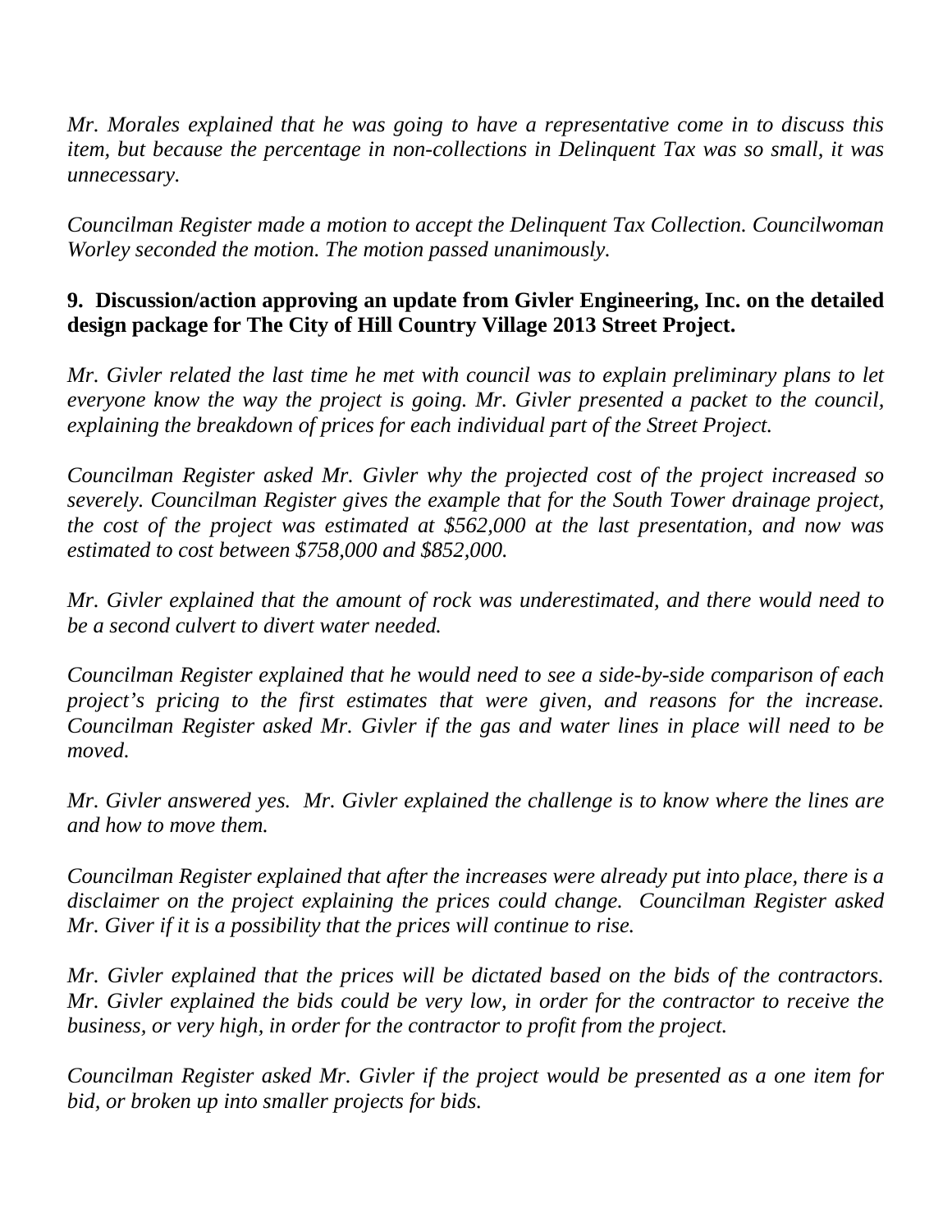*Mr. Morales explained that he was going to have a representative come in to discuss this item, but because the percentage in non-collections in Delinquent Tax was so small, it was unnecessary.*

*Councilman Register made a motion to accept the Delinquent Tax Collection. Councilwoman Worley seconded the motion. The motion passed unanimously.*

**9. Discussion/action approving an update from Givler Engineering, Inc. on the detailed design package for The City of Hill Country Village 2013 Street Project.**

*Mr. Givler related the last time he met with council was to explain preliminary plans to let everyone know the way the project is going. Mr. Givler presented a packet to the council, explaining the breakdown of prices for each individual part of the Street Project.*

*Councilman Register asked Mr. Givler why the projected cost of the project increased so severely. Councilman Register gives the example that for the South Tower drainage project, the cost of the project was estimated at $562,000 at the last presentation, and now was estimated to cost between $758,000 and $852,000.*

*Mr. Givler explained that the amount of rock was underestimated, and there would need to be a second culvert to divert water needed.*

*Councilman Register explained that he would need to see a side-by-side comparison of each project's pricing to the first estimates that were given, and reasons for the increase. Councilman Register asked Mr. Givler if the gas and water lines in place will need to be moved.*

*Mr. Givler answered yes. Mr. Givler explained the challenge is to know where the lines are and how to move them.*

*Councilman Register explained that after the increases were already put into place, there is a disclaimer on the project explaining the prices could change. Councilman Register asked Mr. Giver if it is a possibility that the prices will continue to rise.*

*Mr. Givler explained that the prices will be dictated based on the bids of the contractors. Mr. Givler explained the bids could be very low, in order for the contractor to receive the business, or very high, in order for the contractor to profit from the project.*

*Councilman Register asked Mr. Givler if the project would be presented as a one item for bid, or broken up into smaller projects for bids.*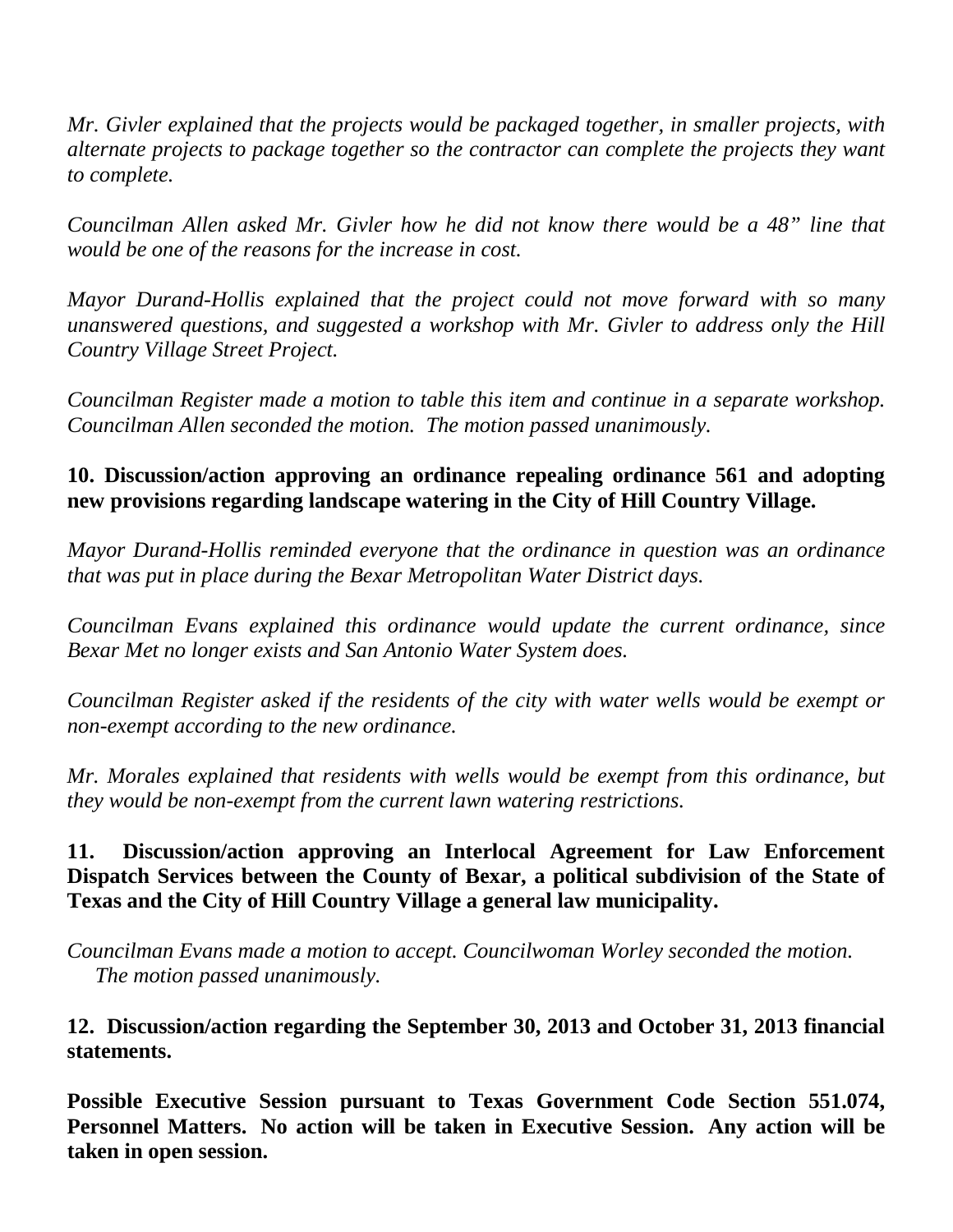*Mr. Givler explained that the projects would be packaged together, in smaller projects, with alternate projects to package together so the contractor can complete the projects they want to complete.*

*Councilman Allen asked Mr. Givler how he did not know there would be a 48" line that would be one of the reasons for the increase in cost.*

*Mayor Durand-Hollis explained that the project could not move forward with so many unanswered questions, and suggested a workshop with Mr. Givler to address only the Hill Country Village Street Project.*

*Councilman Register made a motion to table this item and continue in a separate workshop. Councilman Allen seconded the motion. The motion passed unanimously.*

**10. Discussion/action approving an ordinance repealing ordinance 561 and adopting new provisions regarding landscape watering in the City of Hill Country Village.**

*Mayor Durand-Hollis reminded everyone that the ordinance in question was an ordinance that was put in place during the Bexar Metropolitan Water District days.*

*Councilman Evans explained this ordinance would update the current ordinance, since Bexar Met no longer exists and San Antonio Water System does.*

*Councilman Register asked if the residents of the city with water wells would be exempt or non-exempt according to the new ordinance.*

*Mr. Morales explained that residents with wells would be exempt from this ordinance, but they would be non-exempt from the current lawn watering restrictions.*

**11. Discussion/action approving an Interlocal Agreement for Law Enforcement Dispatch Services between the County of Bexar, a political subdivision of the State of Texas and the City of Hill Country Village a general law municipality.**

*Councilman Evans made a motion to accept. Councilwoman Worley seconded the motion. The motion passed unanimously.*

**12. Discussion/action regarding the September 30, 2013 and October 31, 2013 financial statements.**

**Possible Executive Session pursuant to Texas Government Code Section 551.074, Personnel Matters. No action will be taken in Executive Session. Any action will be taken in open session.**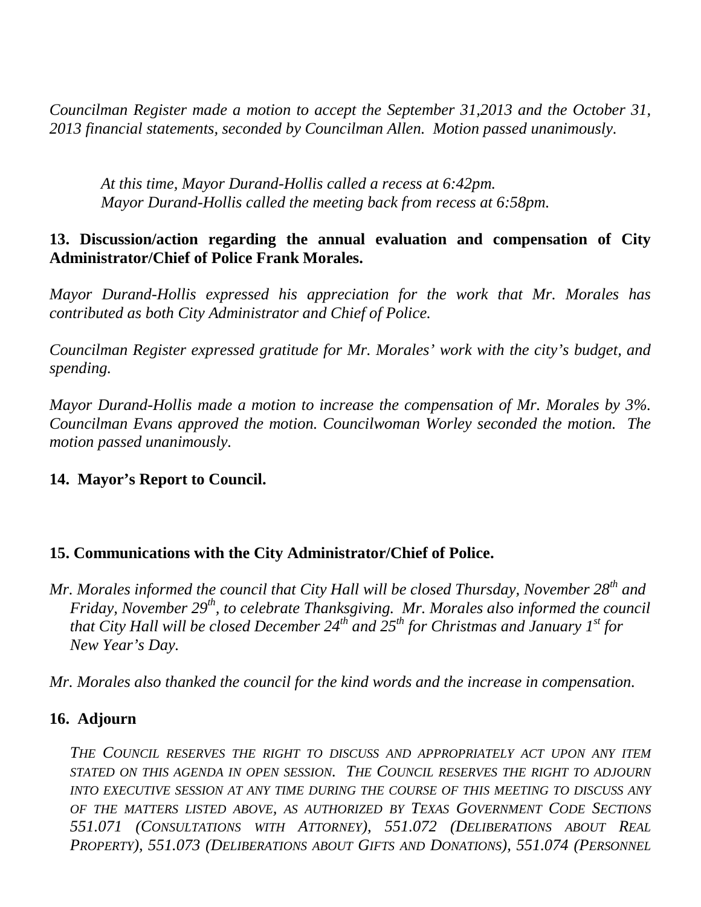*Councilman Register made a motion to accept the September 31,2013 and the October 31, 2013 financial statements, seconded by Councilman Allen. Motion passed unanimously.*

*At this time, Mayor Durand-Hollis called a recess at 6:42pm.*
*Mayor Durand-Hollis called the meeting back from recess at 6:58pm.*

**13. Discussion/action regarding the annual evaluation and compensation of City Administrator/Chief of Police Frank Morales.**

*Mayor Durand-Hollis expressed his appreciation for the work that Mr. Morales has contributed as both City Administrator and Chief of Police.*

*Councilman Register expressed gratitude for Mr. Morales' work with the city's budget, and spending.*

*Mayor Durand-Hollis made a motion to increase the compensation of Mr. Morales by 3%. Councilman Evans approved the motion. Councilwoman Worley seconded the motion. The motion passed unanimously.*

**14. Mayor's Report to Council.**

**15. Communications with the City Administrator/Chief of Police.**

*Mr. Morales informed the council that City Hall will be closed Thursday, November 28th and Friday, November 29th, to celebrate Thanksgiving. Mr. Morales also informed the council that City Hall will be closed December 24th and 25th for Christmas and January 1st for New Year's Day.*

*Mr. Morales also thanked the council for the kind words and the increase in compensation.*

**16. Adjourn**

*THE COUNCIL RESERVES THE RIGHT TO DISCUSS AND APPROPRIATELY ACT UPON ANY ITEM STATED ON THIS AGENDA IN OPEN SESSION. THE COUNCIL RESERVES THE RIGHT TO ADJOURN INTO EXECUTIVE SESSION AT ANY TIME DURING THE COURSE OF THIS MEETING TO DISCUSS ANY OF THE MATTERS LISTED ABOVE, AS AUTHORIZED BY TEXAS GOVERNMENT CODE SECTIONS 551.071 (CONSULTATIONS WITH ATTORNEY), 551.072 (DELIBERATIONS ABOUT REAL PROPERTY), 551.073 (DELIBERATIONS ABOUT GIFTS AND DONATIONS), 551.074 (PERSONNEL*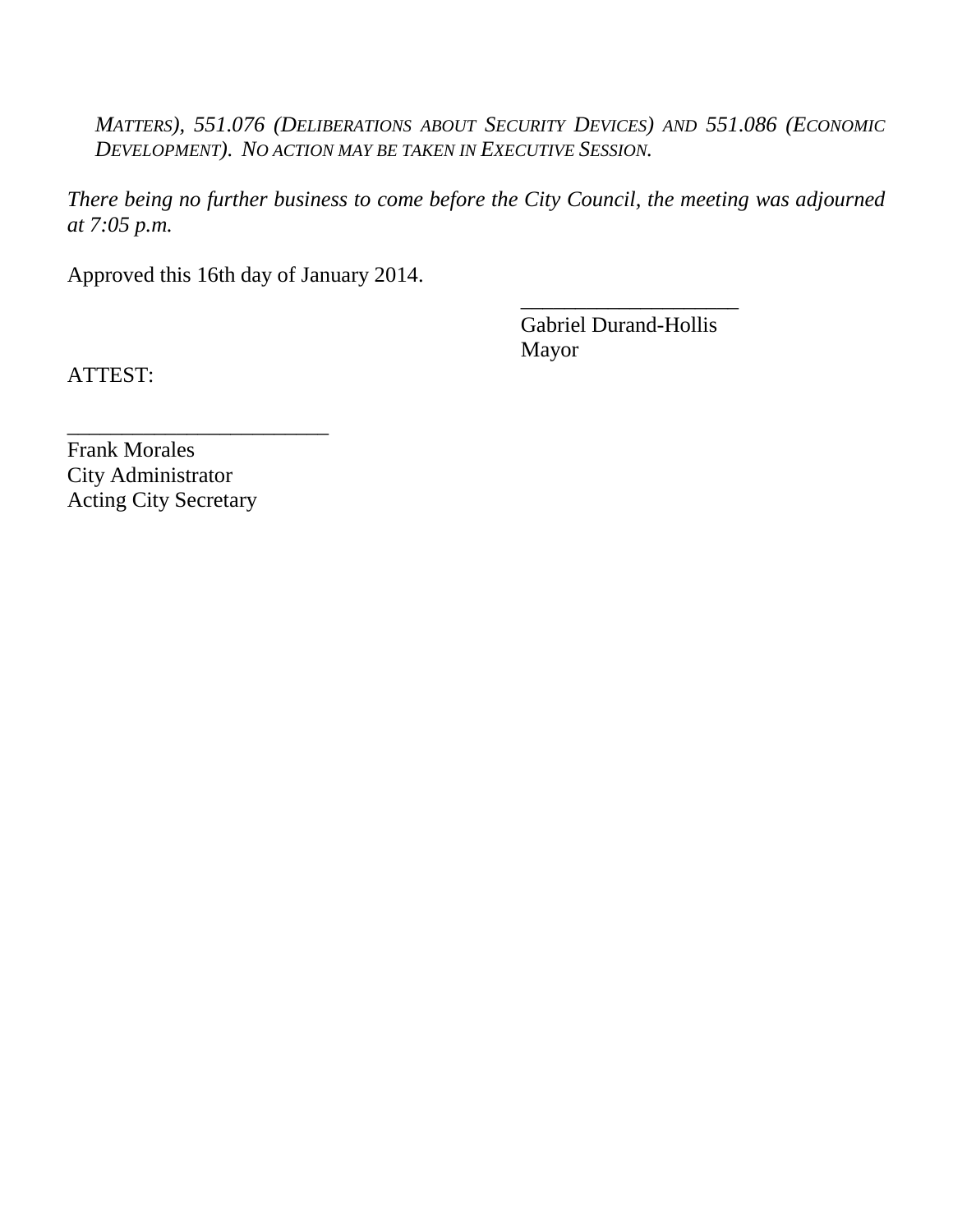*MATTERS), 551.076 (DELIBERATIONS ABOUT SECURITY DEVICES) AND 551.086 (ECONOMIC DEVELOPMENT). NO ACTION MAY BE TAKEN IN EXECUTIVE SESSION.*

*There being no further business to come before the City Council, the meeting was adjourned at 7:05 p.m.*

Approved this 16th day of January 2014.

____________________
Gabriel Durand-Hollis
Mayor

ATTEST:

________________________
Frank Morales
City Administrator
Acting City Secretary